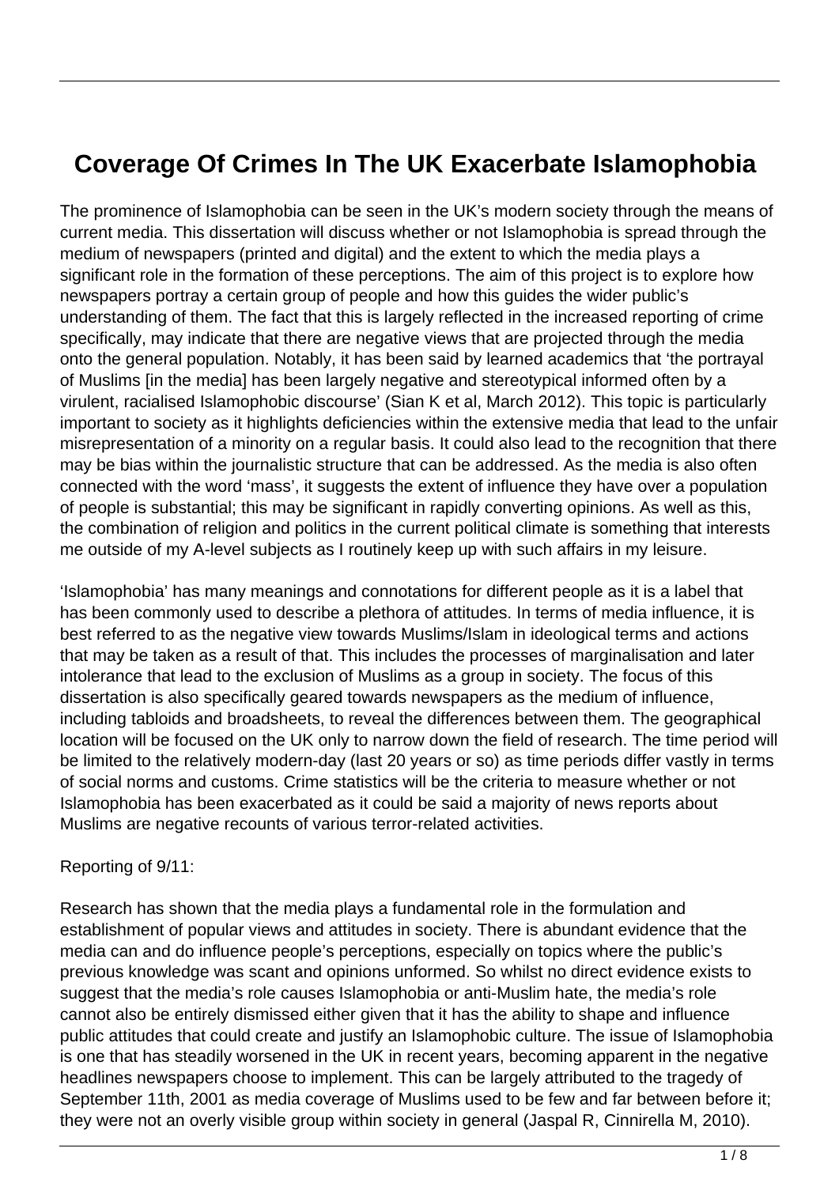# Coverage Of Crimes In The UK Exacerbate Islamophobia

The prominence of Islamophobia can be seen in the UK's modern society through the means of current media. This dissertation will discuss whether or not Islamophobia is spread through the medium of newspapers (printed and digital) and the extent to which the media plays a significant role in the formation of these perceptions. The aim of this project is to explore how newspapers portray a certain group of people and how this guides the wider public's understanding of them. The fact that this is largely reflected in the increased reporting of crime specifically, may indicate that there are negative views that are projected through the media onto the general population. Notably, it has been said by learned academics that 'the portrayal of Muslims [in the media] has been largely negative and stereotypical informed often by a virulent, racialised Islamophobic discourse' (Sian K et al, March 2012). This topic is particularly important to society as it highlights deficiencies within the extensive media that lead to the unfair misrepresentation of a minority on a regular basis. It could also lead to the recognition that there may be bias within the journalistic structure that can be addressed. As the media is also often connected with the word 'mass', it suggests the extent of influence they have over a population of people is substantial; this may be significant in rapidly converting opinions. As well as this, the combination of religion and politics in the current political climate is something that interests me outside of my A-level subjects as I routinely keep up with such affairs in my leisure.

'Islamophobia' has many meanings and connotations for different people as it is a label that has been commonly used to describe a plethora of attitudes. In terms of media influence, it is best referred to as the negative view towards Muslims/Islam in ideological terms and actions that may be taken as a result of that. This includes the processes of marginalisation and later intolerance that lead to the exclusion of Muslims as a group in society. The focus of this dissertation is also specifically geared towards newspapers as the medium of influence, including tabloids and broadsheets, to reveal the differences between them. The geographical location will be focused on the UK only to narrow down the field of research. The time period will be limited to the relatively modern-day (last 20 years or so) as time periods differ vastly in terms of social norms and customs. Crime statistics will be the criteria to measure whether or not Islamophobia has been exacerbated as it could be said a majority of news reports about Muslims are negative recounts of various terror-related activities.

Reporting of 9/11:

Research has shown that the media plays a fundamental role in the formulation and establishment of popular views and attitudes in society. There is abundant evidence that the media can and do influence people's perceptions, especially on topics where the public's previous knowledge was scant and opinions unformed. So whilst no direct evidence exists to suggest that the media's role causes Islamophobia or anti-Muslim hate, the media's role cannot also be entirely dismissed either given that it has the ability to shape and influence public attitudes that could create and justify an Islamophobic culture. The issue of Islamophobia is one that has steadily worsened in the UK in recent years, becoming apparent in the negative headlines newspapers choose to implement. This can be largely attributed to the tragedy of September 11th, 2001 as media coverage of Muslims used to be few and far between before it; they were not an overly visible group within society in general (Jaspal R, Cinnirella M, 2010).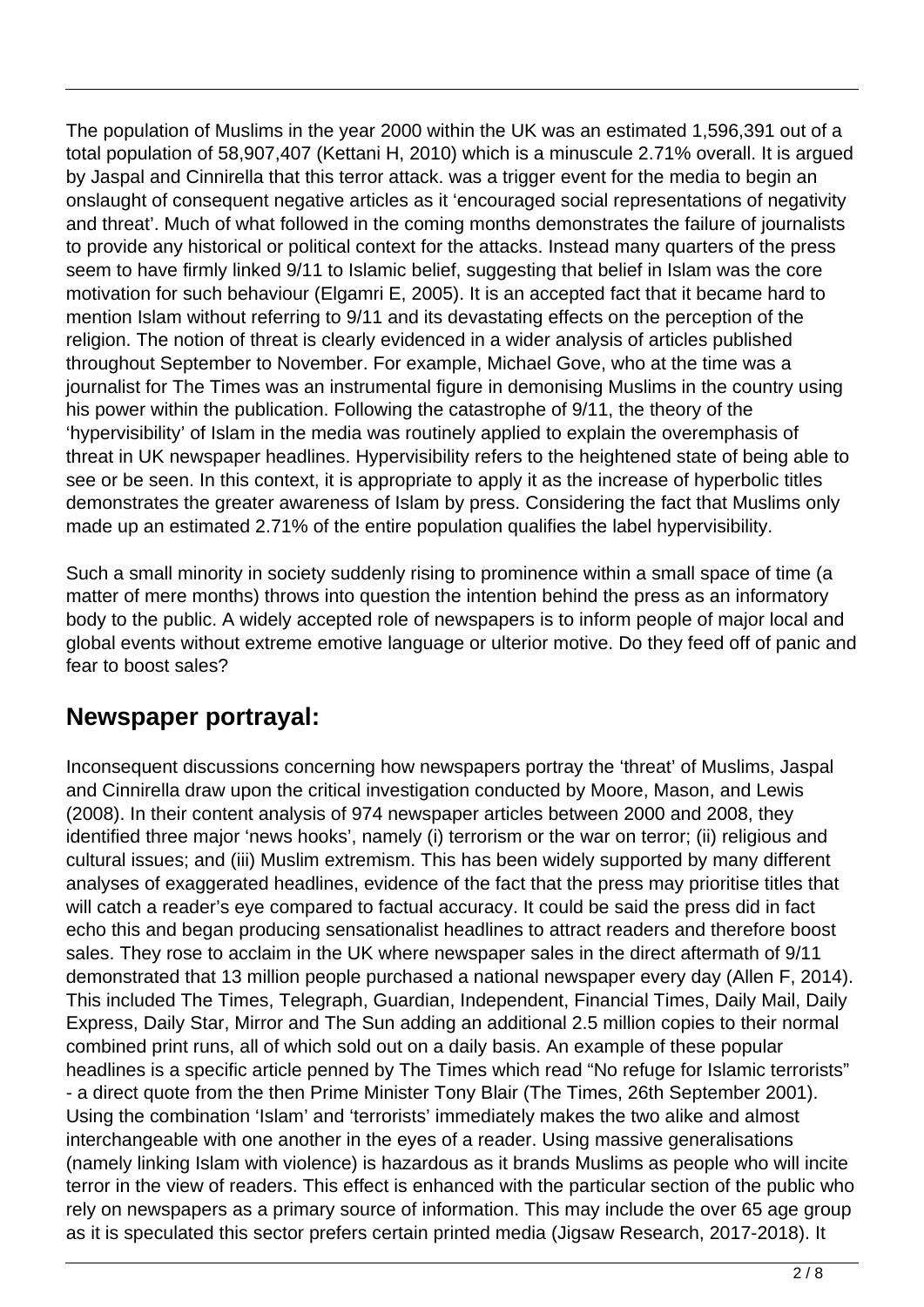The population of Muslims in the year 2000 within the UK was an estimated 1,596,391 out of a total population of 58,907,407 (Kettani H, 2010) which is a minuscule 2.71% overall. It is argued by Jaspal and Cinnirella that this terror attack. was a trigger event for the media to begin an onslaught of consequent negative articles as it 'encouraged social representations of negativity and threat'. Much of what followed in the coming months demonstrates the failure of journalists to provide any historical or political context for the attacks. Instead many quarters of the press seem to have firmly linked 9/11 to Islamic belief, suggesting that belief in Islam was the core motivation for such behaviour (Elgamri E, 2005). It is an accepted fact that it became hard to mention Islam without referring to 9/11 and its devastating effects on the perception of the religion. The notion of threat is clearly evidenced in a wider analysis of articles published throughout September to November. For example, Michael Gove, who at the time was a journalist for The Times was an instrumental figure in demonising Muslims in the country using his power within the publication. Following the catastrophe of 9/11, the theory of the 'hypervisibility' of Islam in the media was routinely applied to explain the overemphasis of threat in UK newspaper headlines. Hypervisibility refers to the heightened state of being able to see or be seen. In this context, it is appropriate to apply it as the increase of hyperbolic titles demonstrates the greater awareness of Islam by press. Considering the fact that Muslims only made up an estimated 2.71% of the entire population qualifies the label hypervisibility.

Such a small minority in society suddenly rising to prominence within a small space of time (a matter of mere months) throws into question the intention behind the press as an informatory body to the public. A widely accepted role of newspapers is to inform people of major local and global events without extreme emotive language or ulterior motive. Do they feed off of panic and fear to boost sales?

## Newspaper portrayal:

Inconsequent discussions concerning how newspapers portray the 'threat' of Muslims, Jaspal and Cinnirella draw upon the critical investigation conducted by Moore, Mason, and Lewis (2008). In their content analysis of 974 newspaper articles between 2000 and 2008, they identified three major 'news hooks', namely (i) terrorism or the war on terror; (ii) religious and cultural issues; and (iii) Muslim extremism. This has been widely supported by many different analyses of exaggerated headlines, evidence of the fact that the press may prioritise titles that will catch a reader's eye compared to factual accuracy. It could be said the press did in fact echo this and began producing sensationalist headlines to attract readers and therefore boost sales. They rose to acclaim in the UK where newspaper sales in the direct aftermath of 9/11 demonstrated that 13 million people purchased a national newspaper every day (Allen F, 2014). This included The Times, Telegraph, Guardian, Independent, Financial Times, Daily Mail, Daily Express, Daily Star, Mirror and The Sun adding an additional 2.5 million copies to their normal combined print runs, all of which sold out on a daily basis. An example of these popular headlines is a specific article penned by The Times which read "No refuge for Islamic terrorists" - a direct quote from the then Prime Minister Tony Blair (The Times, 26th September 2001). Using the combination 'Islam' and 'terrorists' immediately makes the two alike and almost interchangeable with one another in the eyes of a reader. Using massive generalisations (namely linking Islam with violence) is hazardous as it brands Muslims as people who will incite terror in the view of readers. This effect is enhanced with the particular section of the public who rely on newspapers as a primary source of information. This may include the over 65 age group as it is speculated this sector prefers certain printed media (Jigsaw Research, 2017-2018). It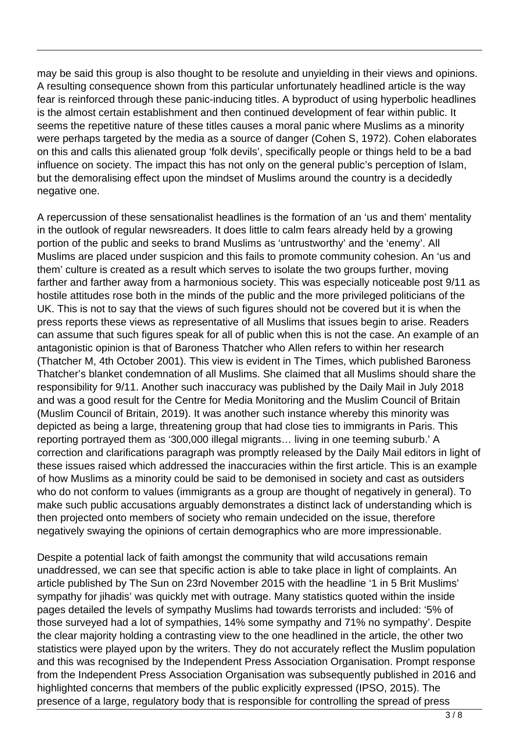may be said this group is also thought to be resolute and unyielding in their views and opinions. A resulting consequence shown from this particular unfortunately headlined article is the way fear is reinforced through these panic-inducing titles. A byproduct of using hyperbolic headlines is the almost certain establishment and then continued development of fear within public. It seems the repetitive nature of these titles causes a moral panic where Muslims as a minority were perhaps targeted by the media as a source of danger (Cohen S, 1972). Cohen elaborates on this and calls this alienated group 'folk devils', specifically people or things held to be a bad influence on society. The impact this has not only on the general public's perception of Islam, but the demoralising effect upon the mindset of Muslims around the country is a decidedly negative one.

A repercussion of these sensationalist headlines is the formation of an 'us and them' mentality in the outlook of regular newsreaders. It does little to calm fears already held by a growing portion of the public and seeks to brand Muslims as 'untrustworthy' and the 'enemy'. All Muslims are placed under suspicion and this fails to promote community cohesion. An 'us and them' culture is created as a result which serves to isolate the two groups further, moving farther and farther away from a harmonious society. This was especially noticeable post 9/11 as hostile attitudes rose both in the minds of the public and the more privileged politicians of the UK. This is not to say that the views of such figures should not be covered but it is when the press reports these views as representative of all Muslims that issues begin to arise. Readers can assume that such figures speak for all of public when this is not the case. An example of an antagonistic opinion is that of Baroness Thatcher who Allen refers to within her research (Thatcher M, 4th October 2001). This view is evident in The Times, which published Baroness Thatcher's blanket condemnation of all Muslims. She claimed that all Muslims should share the responsibility for 9/11. Another such inaccuracy was published by the Daily Mail in July 2018 and was a good result for the Centre for Media Monitoring and the Muslim Council of Britain (Muslim Council of Britain, 2019). It was another such instance whereby this minority was depicted as being a large, threatening group that had close ties to immigrants in Paris. This reporting portrayed them as '300,000 illegal migrants… living in one teeming suburb.' A correction and clarifications paragraph was promptly released by the Daily Mail editors in light of these issues raised which addressed the inaccuracies within the first article. This is an example of how Muslims as a minority could be said to be demonised in society and cast as outsiders who do not conform to values (immigrants as a group are thought of negatively in general). To make such public accusations arguably demonstrates a distinct lack of understanding which is then projected onto members of society who remain undecided on the issue, therefore negatively swaying the opinions of certain demographics who are more impressionable.

Despite a potential lack of faith amongst the community that wild accusations remain unaddressed, we can see that specific action is able to take place in light of complaints. An article published by The Sun on 23rd November 2015 with the headline '1 in 5 Brit Muslims' sympathy for jihadis' was quickly met with outrage. Many statistics quoted within the inside pages detailed the levels of sympathy Muslims had towards terrorists and included: '5% of those surveyed had a lot of sympathies, 14% some sympathy and 71% no sympathy'. Despite the clear majority holding a contrasting view to the one headlined in the article, the other two statistics were played upon by the writers. They do not accurately reflect the Muslim population and this was recognised by the Independent Press Association Organisation. Prompt response from the Independent Press Association Organisation was subsequently published in 2016 and highlighted concerns that members of the public explicitly expressed (IPSO, 2015). The presence of a large, regulatory body that is responsible for controlling the spread of press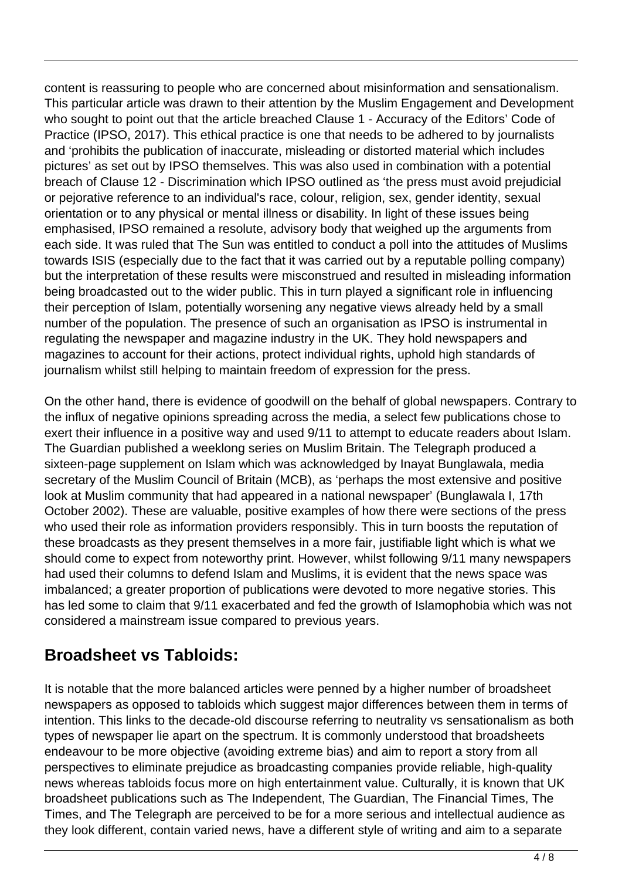content is reassuring to people who are concerned about misinformation and sensationalism. This particular article was drawn to their attention by the Muslim Engagement and Development who sought to point out that the article breached Clause 1 - Accuracy of the Editors' Code of Practice (IPSO, 2017). This ethical practice is one that needs to be adhered to by journalists and 'prohibits the publication of inaccurate, misleading or distorted material which includes pictures' as set out by IPSO themselves. This was also used in combination with a potential breach of Clause 12 - Discrimination which IPSO outlined as 'the press must avoid prejudicial or pejorative reference to an individual's race, colour, religion, sex, gender identity, sexual orientation or to any physical or mental illness or disability. In light of these issues being emphasised, IPSO remained a resolute, advisory body that weighed up the arguments from each side. It was ruled that The Sun was entitled to conduct a poll into the attitudes of Muslims towards ISIS (especially due to the fact that it was carried out by a reputable polling company) but the interpretation of these results were misconstrued and resulted in misleading information being broadcasted out to the wider public. This in turn played a significant role in influencing their perception of Islam, potentially worsening any negative views already held by a small number of the population. The presence of such an organisation as IPSO is instrumental in regulating the newspaper and magazine industry in the UK. They hold newspapers and magazines to account for their actions, protect individual rights, uphold high standards of journalism whilst still helping to maintain freedom of expression for the press.

On the other hand, there is evidence of goodwill on the behalf of global newspapers. Contrary to the influx of negative opinions spreading across the media, a select few publications chose to exert their influence in a positive way and used 9/11 to attempt to educate readers about Islam. The Guardian published a weeklong series on Muslim Britain. The Telegraph produced a sixteen-page supplement on Islam which was acknowledged by Inayat Bunglawala, media secretary of the Muslim Council of Britain (MCB), as 'perhaps the most extensive and positive look at Muslim community that had appeared in a national newspaper' (Bunglawala I, 17th October 2002). These are valuable, positive examples of how there were sections of the press who used their role as information providers responsibly. This in turn boosts the reputation of these broadcasts as they present themselves in a more fair, justifiable light which is what we should come to expect from noteworthy print. However, whilst following 9/11 many newspapers had used their columns to defend Islam and Muslims, it is evident that the news space was imbalanced; a greater proportion of publications were devoted to more negative stories. This has led some to claim that 9/11 exacerbated and fed the growth of Islamophobia which was not considered a mainstream issue compared to previous years.

## Broadsheet vs Tabloids:

It is notable that the more balanced articles were penned by a higher number of broadsheet newspapers as opposed to tabloids which suggest major differences between them in terms of intention. This links to the decade-old discourse referring to neutrality vs sensationalism as both types of newspaper lie apart on the spectrum. It is commonly understood that broadsheets endeavour to be more objective (avoiding extreme bias) and aim to report a story from all perspectives to eliminate prejudice as broadcasting companies provide reliable, high-quality news whereas tabloids focus more on high entertainment value. Culturally, it is known that UK broadsheet publications such as The Independent, The Guardian, The Financial Times, The Times, and The Telegraph are perceived to be for a more serious and intellectual audience as they look different, contain varied news, have a different style of writing and aim to a separate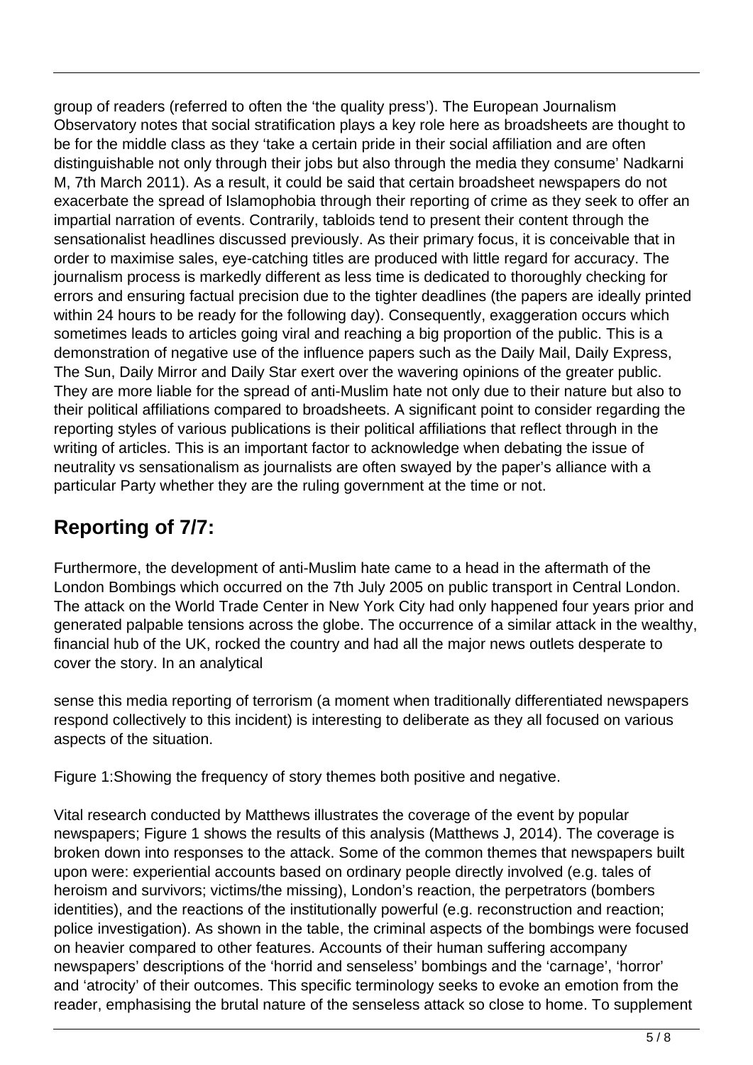group of readers (referred to often the 'the quality press'). The European Journalism Observatory notes that social stratification plays a key role here as broadsheets are thought to be for the middle class as they 'take a certain pride in their social affiliation and are often distinguishable not only through their jobs but also through the media they consume' Nadkarni M, 7th March 2011). As a result, it could be said that certain broadsheet newspapers do not exacerbate the spread of Islamophobia through their reporting of crime as they seek to offer an impartial narration of events. Contrarily, tabloids tend to present their content through the sensationalist headlines discussed previously. As their primary focus, it is conceivable that in order to maximise sales, eye-catching titles are produced with little regard for accuracy. The journalism process is markedly different as less time is dedicated to thoroughly checking for errors and ensuring factual precision due to the tighter deadlines (the papers are ideally printed within 24 hours to be ready for the following day). Consequently, exaggeration occurs which sometimes leads to articles going viral and reaching a big proportion of the public. This is a demonstration of negative use of the influence papers such as the Daily Mail, Daily Express, The Sun, Daily Mirror and Daily Star exert over the wavering opinions of the greater public. They are more liable for the spread of anti-Muslim hate not only due to their nature but also to their political affiliations compared to broadsheets. A significant point to consider regarding the reporting styles of various publications is their political affiliations that reflect through in the writing of articles. This is an important factor to acknowledge when debating the issue of neutrality vs sensationalism as journalists are often swayed by the paper's alliance with a particular Party whether they are the ruling government at the time or not.

## Reporting of 7/7:

Furthermore, the development of anti-Muslim hate came to a head in the aftermath of the London Bombings which occurred on the 7th July 2005 on public transport in Central London. The attack on the World Trade Center in New York City had only happened four years prior and generated palpable tensions across the globe. The occurrence of a similar attack in the wealthy, financial hub of the UK, rocked the country and had all the major news outlets desperate to cover the story. In an analytical

sense this media reporting of terrorism (a moment when traditionally differentiated newspapers respond collectively to this incident) is interesting to deliberate as they all focused on various aspects of the situation.

Figure 1:Showing the frequency of story themes both positive and negative.

Vital research conducted by Matthews illustrates the coverage of the event by popular newspapers; Figure 1 shows the results of this analysis (Matthews J, 2014). The coverage is broken down into responses to the attack. Some of the common themes that newspapers built upon were: experiential accounts based on ordinary people directly involved (e.g. tales of heroism and survivors; victims/the missing), London's reaction, the perpetrators (bombers identities), and the reactions of the institutionally powerful (e.g. reconstruction and reaction; police investigation). As shown in the table, the criminal aspects of the bombings were focused on heavier compared to other features. Accounts of their human suffering accompany newspapers' descriptions of the 'horrid and senseless' bombings and the 'carnage', 'horror' and 'atrocity' of their outcomes. This specific terminology seeks to evoke an emotion from the reader, emphasising the brutal nature of the senseless attack so close to home. To supplement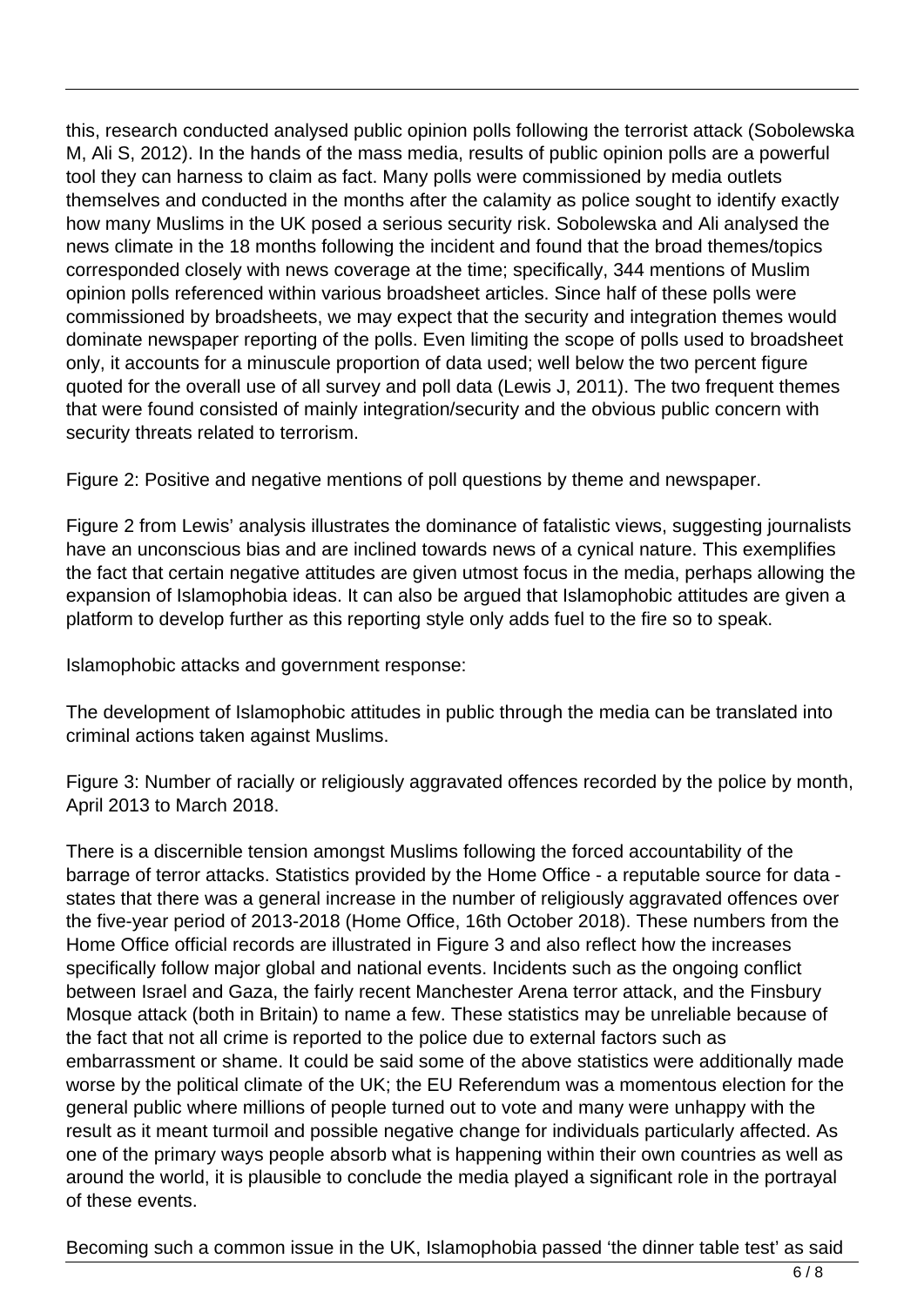this, research conducted analysed public opinion polls following the terrorist attack (Sobolewska M, Ali S, 2012). In the hands of the mass media, results of public opinion polls are a powerful tool they can harness to claim as fact. Many polls were commissioned by media outlets themselves and conducted in the months after the calamity as police sought to identify exactly how many Muslims in the UK posed a serious security risk. Sobolewska and Ali analysed the news climate in the 18 months following the incident and found that the broad themes/topics corresponded closely with news coverage at the time; specifically, 344 mentions of Muslim opinion polls referenced within various broadsheet articles. Since half of these polls were commissioned by broadsheets, we may expect that the security and integration themes would dominate newspaper reporting of the polls. Even limiting the scope of polls used to broadsheet only, it accounts for a minuscule proportion of data used; well below the two percent figure quoted for the overall use of all survey and poll data (Lewis J, 2011). The two frequent themes that were found consisted of mainly integration/security and the obvious public concern with security threats related to terrorism.

Figure 2: Positive and negative mentions of poll questions by theme and newspaper.

Figure 2 from Lewis' analysis illustrates the dominance of fatalistic views, suggesting journalists have an unconscious bias and are inclined towards news of a cynical nature. This exemplifies the fact that certain negative attitudes are given utmost focus in the media, perhaps allowing the expansion of Islamophobia ideas. It can also be argued that Islamophobic attitudes are given a platform to develop further as this reporting style only adds fuel to the fire so to speak.

Islamophobic attacks and government response:

The development of Islamophobic attitudes in public through the media can be translated into criminal actions taken against Muslims.

Figure 3: Number of racially or religiously aggravated offences recorded by the police by month, April 2013 to March 2018.

There is a discernible tension amongst Muslims following the forced accountability of the barrage of terror attacks. Statistics provided by the Home Office - a reputable source for data - states that there was a general increase in the number of religiously aggravated offences over the five-year period of 2013-2018 (Home Office, 16th October 2018). These numbers from the Home Office official records are illustrated in Figure 3 and also reflect how the increases specifically follow major global and national events. Incidents such as the ongoing conflict between Israel and Gaza, the fairly recent Manchester Arena terror attack, and the Finsbury Mosque attack (both in Britain) to name a few. These statistics may be unreliable because of the fact that not all crime is reported to the police due to external factors such as embarrassment or shame. It could be said some of the above statistics were additionally made worse by the political climate of the UK; the EU Referendum was a momentous election for the general public where millions of people turned out to vote and many were unhappy with the result as it meant turmoil and possible negative change for individuals particularly affected. As one of the primary ways people absorb what is happening within their own countries as well as around the world, it is plausible to conclude the media played a significant role in the portrayal of these events.

Becoming such a common issue in the UK, Islamophobia passed 'the dinner table test' as said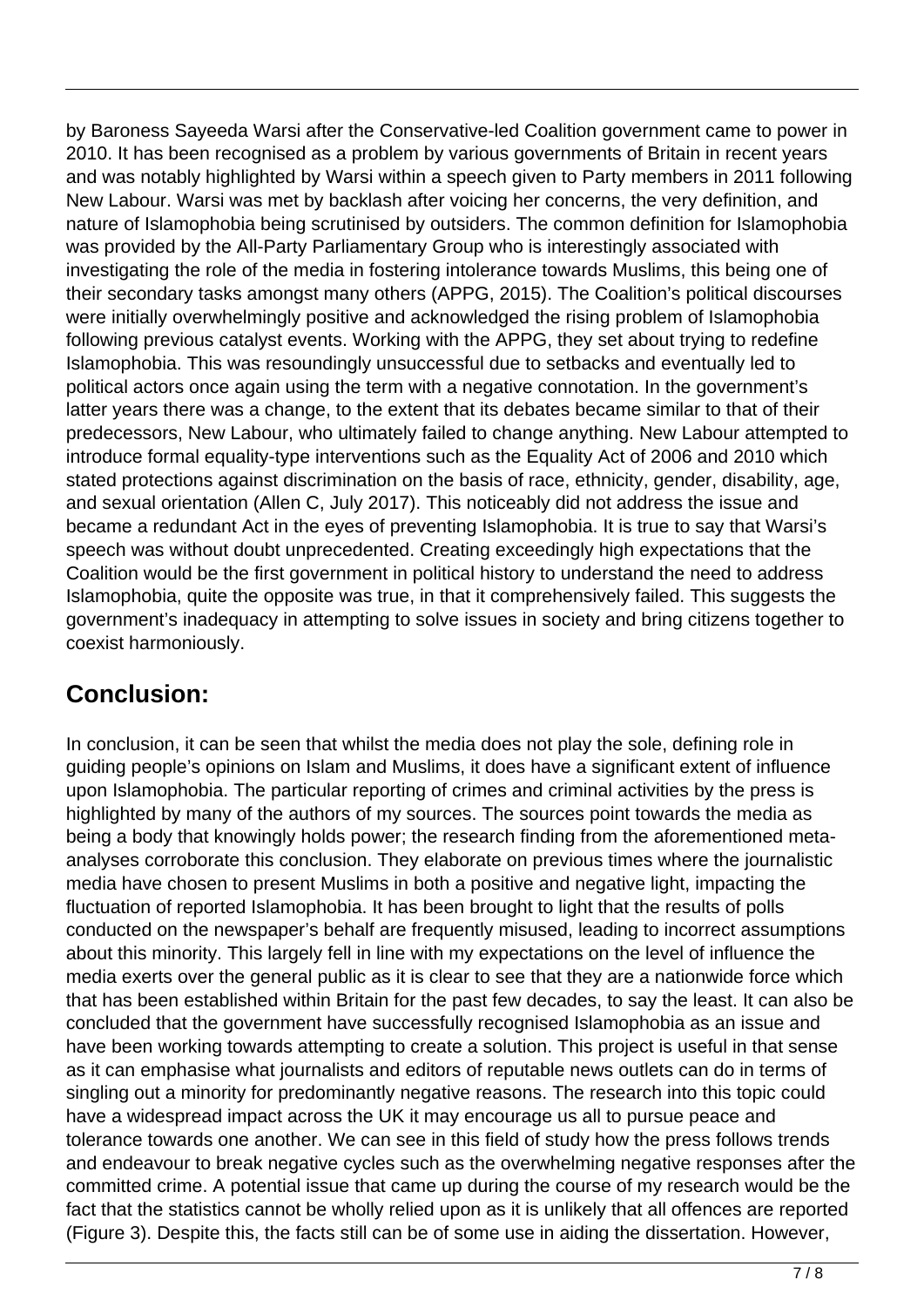by Baroness Sayeeda Warsi after the Conservative-led Coalition government came to power in 2010. It has been recognised as a problem by various governments of Britain in recent years and was notably highlighted by Warsi within a speech given to Party members in 2011 following New Labour. Warsi was met by backlash after voicing her concerns, the very definition, and nature of Islamophobia being scrutinised by outsiders. The common definition for Islamophobia was provided by the All-Party Parliamentary Group who is interestingly associated with investigating the role of the media in fostering intolerance towards Muslims, this being one of their secondary tasks amongst many others (APPG, 2015). The Coalition's political discourses were initially overwhelmingly positive and acknowledged the rising problem of Islamophobia following previous catalyst events. Working with the APPG, they set about trying to redefine Islamophobia. This was resoundingly unsuccessful due to setbacks and eventually led to political actors once again using the term with a negative connotation. In the government's latter years there was a change, to the extent that its debates became similar to that of their predecessors, New Labour, who ultimately failed to change anything. New Labour attempted to introduce formal equality-type interventions such as the Equality Act of 2006 and 2010 which stated protections against discrimination on the basis of race, ethnicity, gender, disability, age, and sexual orientation (Allen C, July 2017). This noticeably did not address the issue and became a redundant Act in the eyes of preventing Islamophobia. It is true to say that Warsi's speech was without doubt unprecedented. Creating exceedingly high expectations that the Coalition would be the first government in political history to understand the need to address Islamophobia, quite the opposite was true, in that it comprehensively failed. This suggests the government's inadequacy in attempting to solve issues in society and bring citizens together to coexist harmoniously.

## Conclusion:

In conclusion, it can be seen that whilst the media does not play the sole, defining role in guiding people's opinions on Islam and Muslims, it does have a significant extent of influence upon Islamophobia. The particular reporting of crimes and criminal activities by the press is highlighted by many of the authors of my sources. The sources point towards the media as being a body that knowingly holds power; the research finding from the aforementioned meta-analyses corroborate this conclusion. They elaborate on previous times where the journalistic media have chosen to present Muslims in both a positive and negative light, impacting the fluctuation of reported Islamophobia. It has been brought to light that the results of polls conducted on the newspaper's behalf are frequently misused, leading to incorrect assumptions about this minority. This largely fell in line with my expectations on the level of influence the media exerts over the general public as it is clear to see that they are a nationwide force which that has been established within Britain for the past few decades, to say the least. It can also be concluded that the government have successfully recognised Islamophobia as an issue and have been working towards attempting to create a solution. This project is useful in that sense as it can emphasise what journalists and editors of reputable news outlets can do in terms of singling out a minority for predominantly negative reasons. The research into this topic could have a widespread impact across the UK it may encourage us all to pursue peace and tolerance towards one another. We can see in this field of study how the press follows trends and endeavour to break negative cycles such as the overwhelming negative responses after the committed crime. A potential issue that came up during the course of my research would be the fact that the statistics cannot be wholly relied upon as it is unlikely that all offences are reported (Figure 3). Despite this, the facts still can be of some use in aiding the dissertation. However,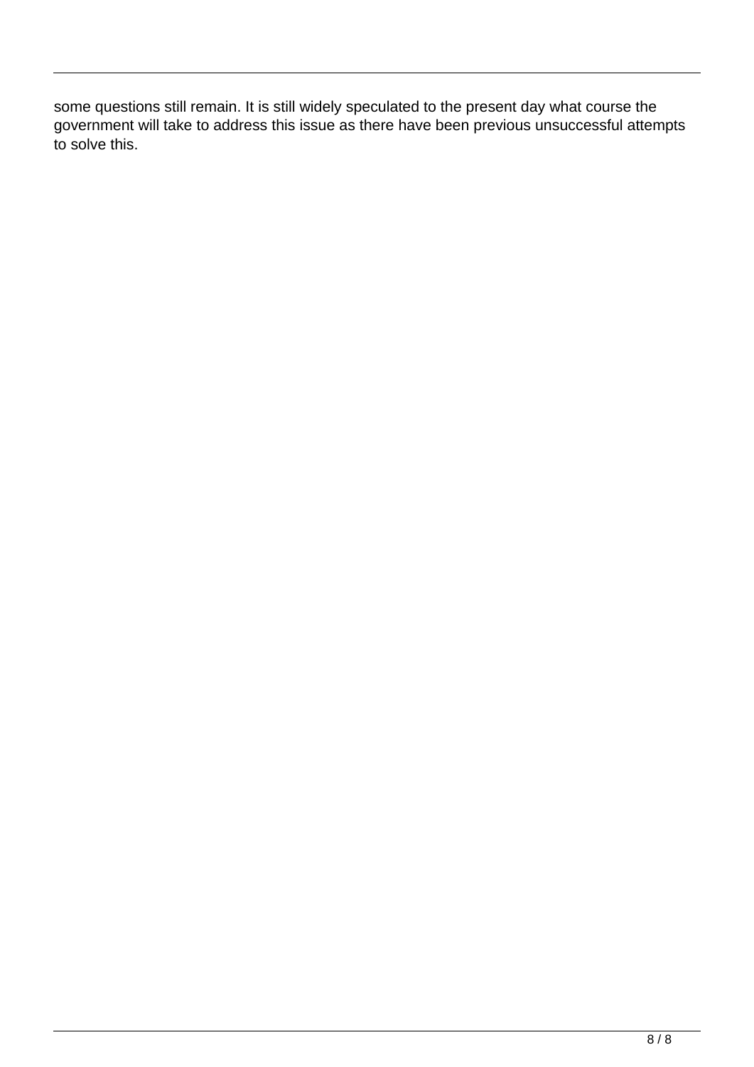some questions still remain. It is still widely speculated to the present day what course the government will take to address this issue as there have been previous unsuccessful attempts to solve this.